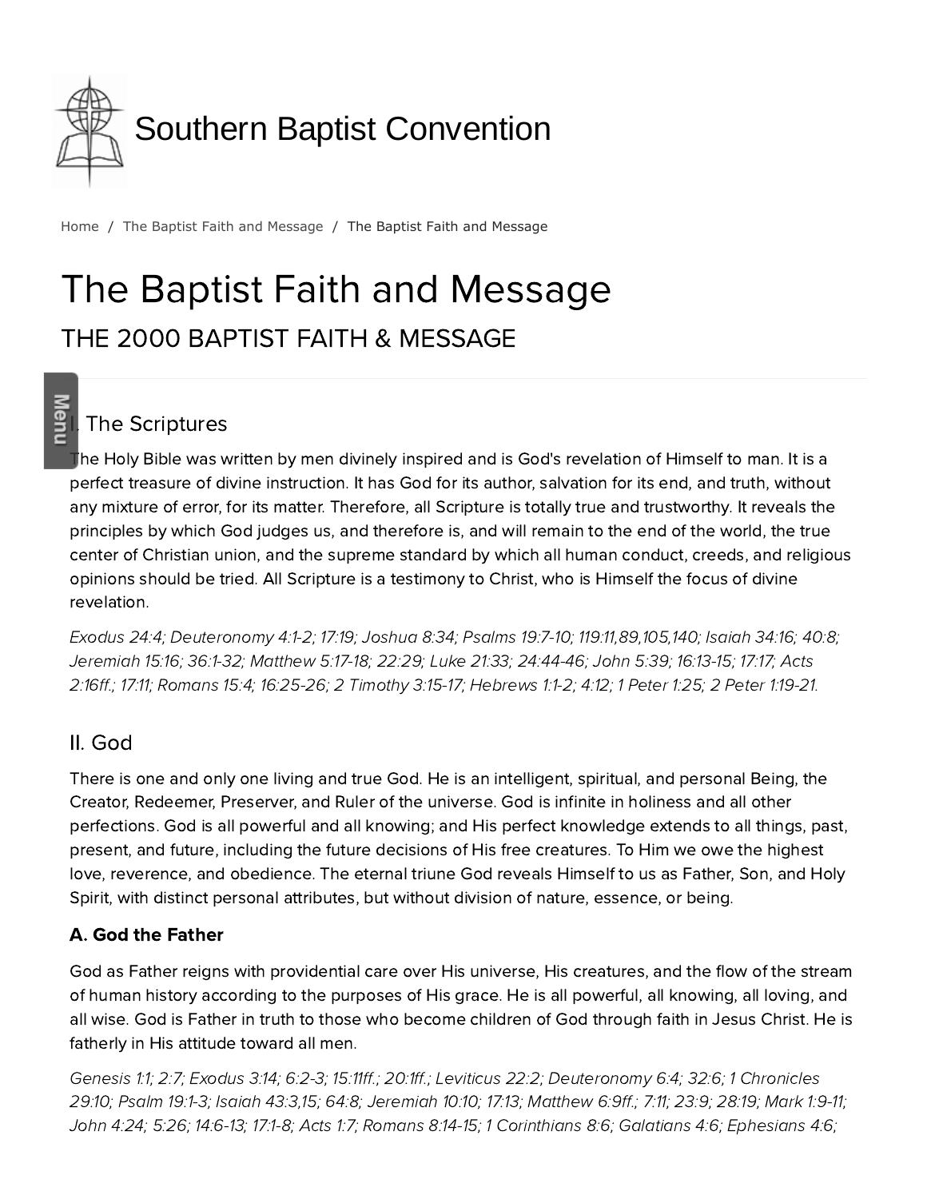Southern Baptist Convention

Home / The Baptist Faith and Message / The Baptist Faith and Message

# The Baptist Faith and Message

## THE 2000 BAPTIST FAITH & MESSAGE

### I. The Scriptures

The Holy Bible was written by men divinely inspired and is God's revelation of Himself to man. It is a perfect treasure of divine instruction. It has God for its author, salvation for its end, and truth, without any mixture of error, for its matter. Therefore, all Scripture is totally true and trustworthy. It reveals the principles by which God judges us, and therefore is, and will remain to the end of the world, the true center of Christian union, and the supreme standard by which all human conduct, creeds, and religious opinions should be tried. All Scripture is a testimony to Christ, who is Himself the focus of divine revelation.

*Exodus 24:4; Deuteronomy 4:1-2; 17:19; Joshua 8:34; Psalms 19:7-10; 119:11,89,105,140; Isaiah 34:16; 40:8; Jeremiah 15:16; 36:1-32; Matthew 5:17-18; 22:29; Luke 21:33; 24:44-46; John 5:39; 16:13-15; 17:17; Acts 2:16ff.; 17:11; Romans 15:4; 16:25-26; 2 Timothy 3:15-17; Hebrews 1:1-2; 4:12; 1 Peter 1:25; 2 Peter 1:19-21.*

### II. God

There is one and only one living and true God. He is an intelligent, spiritual, and personal Being, the Creator, Redeemer, Preserver, and Ruler of the universe. God is infinite in holiness and all other perfections. God is all powerful and all knowing; and His perfect knowledge extends to all things, past, present, and future, including the future decisions of His free creatures. To Him we owe the highest love, reverence, and obedience. The eternal triune God reveals Himself to us as Father, Son, and Holy Spirit, with distinct personal attributes, but without division of nature, essence, or being.

**A. God the Father**

God as Father reigns with providential care over His universe, His creatures, and the flow of the stream of human history according to the purposes of His grace. He is all powerful, all knowing, all loving, and all wise. God is Father in truth to those who become children of God through faith in Jesus Christ. He is fatherly in His attitude toward all men.

*Genesis 1:1; 2:7; Exodus 3:14; 6:2-3; 15:11ff.; 20:1ff.; Leviticus 22:2; Deuteronomy 6:4; 32:6; 1 Chronicles 29:10; Psalm 19:1-3; Isaiah 43:3,15; 64:8; Jeremiah 10:10; 17:13; Matthew 6:9ff.; 7:11; 23:9; 28:19; Mark 1:9-11; John 4:24; 5:26; 14:6-13; 17:1-8; Acts 1:7; Romans 8:14-15; 1 Corinthians 8:6; Galatians 4:6; Ephesians 4:6;*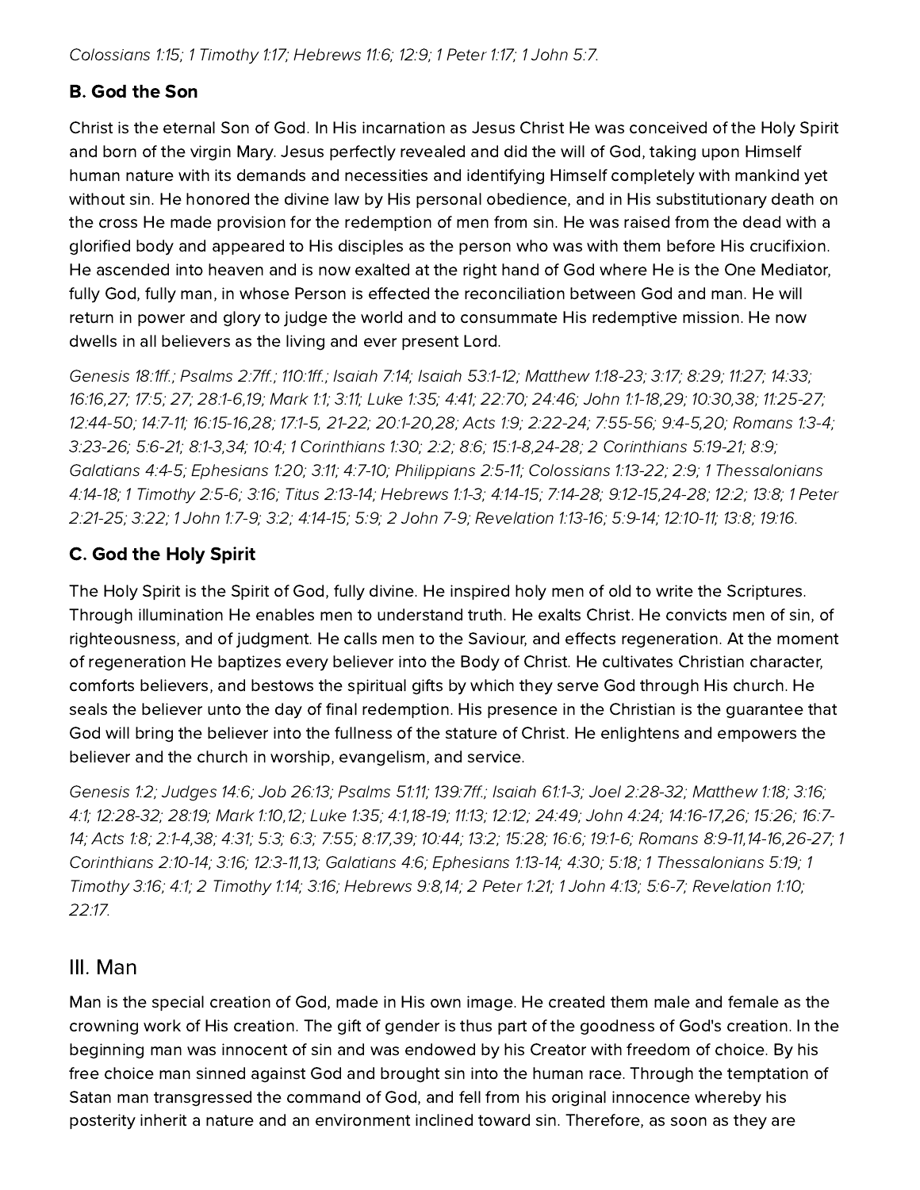*Colossians 1:15; 1 Timothy 1:17; Hebrews 11:6; 12:9; 1 Peter 1:17; 1 John 5:7.*

### B. God the Son

Christ is the eternal Son of God. In His incarnation as Jesus Christ He was conceived of the Holy Spirit and born of the virgin Mary. Jesus perfectly revealed and did the will of God, taking upon Himself human nature with its demands and necessities and identifying Himself completely with mankind yet without sin. He honored the divine law by His personal obedience, and in His substitutionary death on the cross He made provision for the redemption of men from sin. He was raised from the dead with a glorified body and appeared to His disciples as the person who was with them before His crucifixion. He ascended into heaven and is now exalted at the right hand of God where He is the One Mediator, fully God, fully man, in whose Person is effected the reconciliation between God and man. He will return in power and glory to judge the world and to consummate His redemptive mission. He now dwells in all believers as the living and ever present Lord.

*Genesis 18:1ff.; Psalms 2:7ff.; 110:1ff.; Isaiah 7:14; Isaiah 53:1-12; Matthew 1:18-23; 3:17; 8:29; 11:27; 14:33; 16:16,27; 17:5; 27; 28:1-6,19; Mark 1:1; 3:11; Luke 1:35; 4:41; 22:70; 24:46; John 1:1-18,29; 10:30,38; 11:25-27; 12:44-50; 14:7-11; 16:15-16,28; 17:1-5, 21-22; 20:1-20,28; Acts 1:9; 2:22-24; 7:55-56; 9:4-5,20; Romans 1:3-4; 3:23-26; 5:6-21; 8:1-3,34; 10:4; 1 Corinthians 1:30; 2:2; 8:6; 15:1-8,24-28; 2 Corinthians 5:19-21; 8:9; Galatians 4:4-5; Ephesians 1:20; 3:11; 4:7-10; Philippians 2:5-11; Colossians 1:13-22; 2:9; 1 Thessalonians 4:14-18; 1 Timothy 2:5-6; 3:16; Titus 2:13-14; Hebrews 1:1-3; 4:14-15; 7:14-28; 9:12-15,24-28; 12:2; 13:8; 1 Peter 2:21-25; 3:22; 1 John 1:7-9; 3:2; 4:14-15; 5:9; 2 John 7-9; Revelation 1:13-16; 5:9-14; 12:10-11; 13:8; 19:16.*

### C. God the Holy Spirit

The Holy Spirit is the Spirit of God, fully divine. He inspired holy men of old to write the Scriptures. Through illumination He enables men to understand truth. He exalts Christ. He convicts men of sin, of righteousness, and of judgment. He calls men to the Saviour, and effects regeneration. At the moment of regeneration He baptizes every believer into the Body of Christ. He cultivates Christian character, comforts believers, and bestows the spiritual gifts by which they serve God through His church. He seals the believer unto the day of final redemption. His presence in the Christian is the guarantee that God will bring the believer into the fullness of the stature of Christ. He enlightens and empowers the believer and the church in worship, evangelism, and service.

*Genesis 1:2; Judges 14:6; Job 26:13; Psalms 51:11; 139:7ff.; Isaiah 61:1-3; Joel 2:28-32; Matthew 1:18; 3:16; 4:1; 12:28-32; 28:19; Mark 1:10,12; Luke 1:35; 4:1,18-19; 11:13; 12:12; 24:49; John 4:24; 14:16-17,26; 15:26; 16:7-14; Acts 1:8; 2:1-4,38; 4:31; 5:3; 6:3; 7:55; 8:17,39; 10:44; 13:2; 15:28; 16:6; 19:1-6; Romans 8:9-11,14-16,26-27; 1 Corinthians 2:10-14; 3:16; 12:3-11,13; Galatians 4:6; Ephesians 1:13-14; 4:30; 5:18; 1 Thessalonians 5:19; 1 Timothy 3:16; 4:1; 2 Timothy 1:14; 3:16; Hebrews 9:8,14; 2 Peter 1:21; 1 John 4:13; 5:6-7; Revelation 1:10; 22:17.*

## III. Man

Man is the special creation of God, made in His own image. He created them male and female as the crowning work of His creation. The gift of gender is thus part of the goodness of God's creation. In the beginning man was innocent of sin and was endowed by his Creator with freedom of choice. By his free choice man sinned against God and brought sin into the human race. Through the temptation of Satan man transgressed the command of God, and fell from his original innocence whereby his posterity inherit a nature and an environment inclined toward sin. Therefore, as soon as they are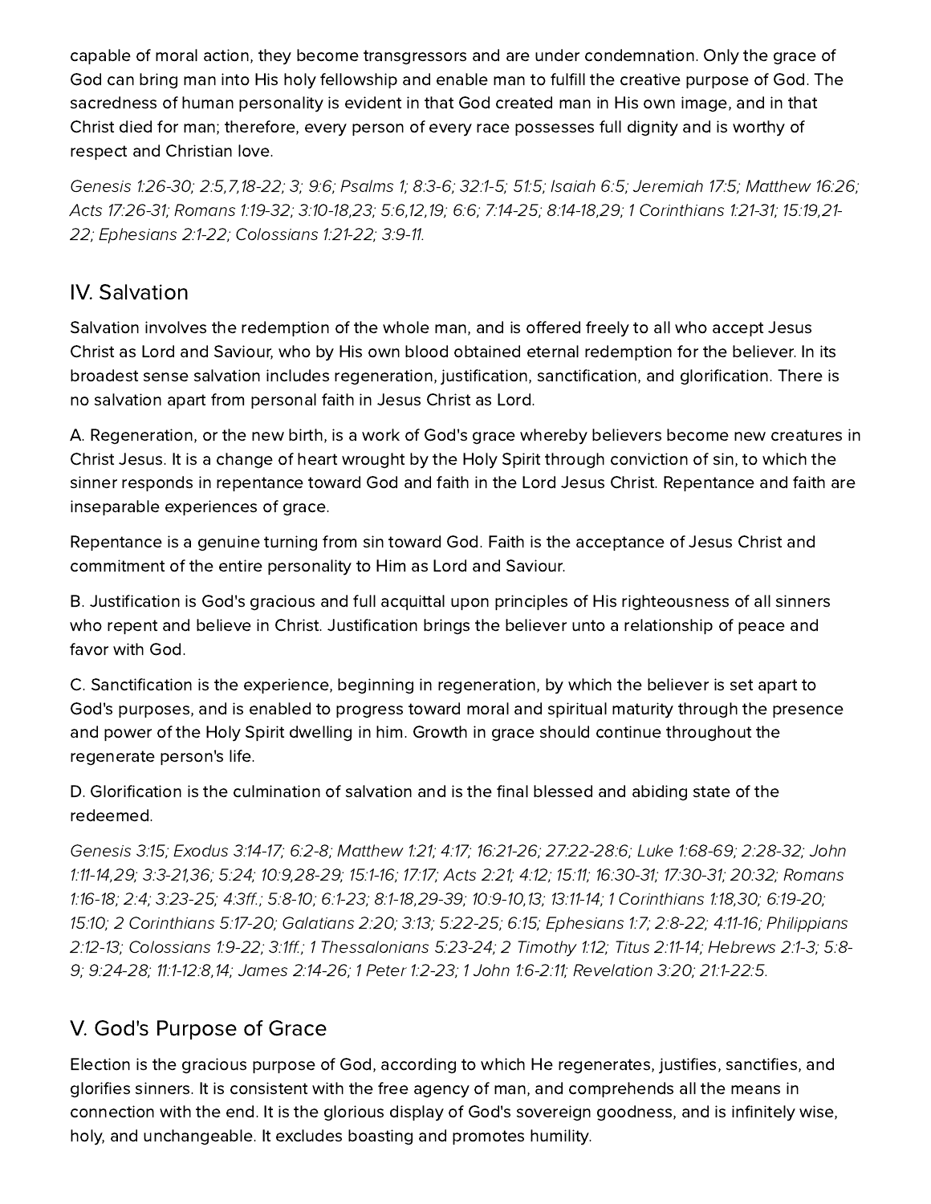capable of moral action, they become transgressors and are under condemnation. Only the grace of God can bring man into His holy fellowship and enable man to fulfill the creative purpose of God. The sacredness of human personality is evident in that God created man in His own image, and in that Christ died for man; therefore, every person of every race possesses full dignity and is worthy of respect and Christian love.

*Genesis 1:26-30; 2:5,7,18-22; 3; 9:6; Psalms 1; 8:3-6; 32:1-5; 51:5; Isaiah 6:5; Jeremiah 17:5; Matthew 16:26; Acts 17:26-31; Romans 1:19-32; 3:10-18,23; 5:6,12,19; 6:6; 7:14-25; 8:14-18,29; 1 Corinthians 1:21-31; 15:19,21-22; Ephesians 2:1-22; Colossians 1:21-22; 3:9-11.*

## IV. Salvation

Salvation involves the redemption of the whole man, and is offered freely to all who accept Jesus Christ as Lord and Saviour, who by His own blood obtained eternal redemption for the believer. In its broadest sense salvation includes regeneration, justification, sanctification, and glorification. There is no salvation apart from personal faith in Jesus Christ as Lord.

A. Regeneration, or the new birth, is a work of God's grace whereby believers become new creatures in Christ Jesus. It is a change of heart wrought by the Holy Spirit through conviction of sin, to which the sinner responds in repentance toward God and faith in the Lord Jesus Christ. Repentance and faith are inseparable experiences of grace.

Repentance is a genuine turning from sin toward God. Faith is the acceptance of Jesus Christ and commitment of the entire personality to Him as Lord and Saviour.

B. Justification is God's gracious and full acquittal upon principles of His righteousness of all sinners who repent and believe in Christ. Justification brings the believer unto a relationship of peace and favor with God.

C. Sanctification is the experience, beginning in regeneration, by which the believer is set apart to God's purposes, and is enabled to progress toward moral and spiritual maturity through the presence and power of the Holy Spirit dwelling in him. Growth in grace should continue throughout the regenerate person's life.

D. Glorification is the culmination of salvation and is the final blessed and abiding state of the redeemed.

*Genesis 3:15; Exodus 3:14-17; 6:2-8; Matthew 1:21; 4:17; 16:21-26; 27:22-28:6; Luke 1:68-69; 2:28-32; John 1:11-14,29; 3:3-21,36; 5:24; 10:9,28-29; 15:1-16; 17:17; Acts 2:21; 4:12; 15:11; 16:30-31; 17:30-31; 20:32; Romans 1:16-18; 2:4; 3:23-25; 4:3ff.; 5:8-10; 6:1-23; 8:1-18,29-39; 10:9-10,13; 13:11-14; 1 Corinthians 1:18,30; 6:19-20; 15:10; 2 Corinthians 5:17-20; Galatians 2:20; 3:13; 5:22-25; 6:15; Ephesians 1:7; 2:8-22; 4:11-16; Philippians 2:12-13; Colossians 1:9-22; 3:1ff.; 1 Thessalonians 5:23-24; 2 Timothy 1:12; Titus 2:11-14; Hebrews 2:1-3; 5:8-9; 9:24-28; 11:1-12:8,14; James 2:14-26; 1 Peter 1:2-23; 1 John 1:6-2:11; Revelation 3:20; 21:1-22:5.*

## V. God's Purpose of Grace

Election is the gracious purpose of God, according to which He regenerates, justifies, sanctifies, and glorifies sinners. It is consistent with the free agency of man, and comprehends all the means in connection with the end. It is the glorious display of God's sovereign goodness, and is infinitely wise, holy, and unchangeable. It excludes boasting and promotes humility.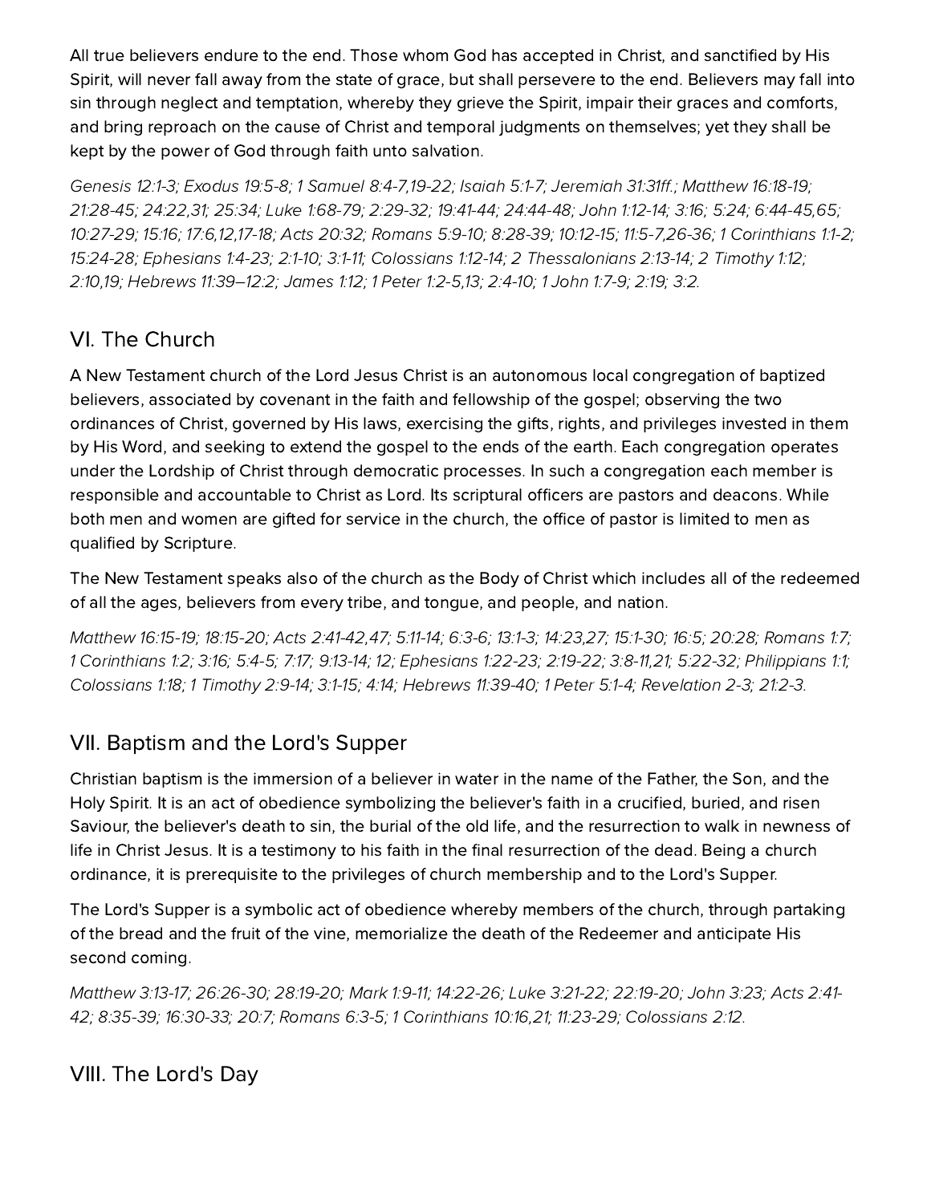All true believers endure to the end. Those whom God has accepted in Christ, and sanctified by His Spirit, will never fall away from the state of grace, but shall persevere to the end. Believers may fall into sin through neglect and temptation, whereby they grieve the Spirit, impair their graces and comforts, and bring reproach on the cause of Christ and temporal judgments on themselves; yet they shall be kept by the power of God through faith unto salvation.

*Genesis 12:1-3; Exodus 19:5-8; 1 Samuel 8:4-7,19-22; Isaiah 5:1-7; Jeremiah 31:31ff.; Matthew 16:18-19; 21:28-45; 24:22,31; 25:34; Luke 1:68-79; 2:29-32; 19:41-44; 24:44-48; John 1:12-14; 3:16; 5:24; 6:44-45,65; 10:27-29; 15:16; 17:6,12,17-18; Acts 20:32; Romans 5:9-10; 8:28-39; 10:12-15; 11:5-7,26-36; 1 Corinthians 1:1-2; 15:24-28; Ephesians 1:4-23; 2:1-10; 3:1-11; Colossians 1:12-14; 2 Thessalonians 2:13-14; 2 Timothy 1:12; 2:10,19; Hebrews 11:39–12:2; James 1:12; 1 Peter 1:2-5,13; 2:4-10; 1 John 1:7-9; 2:19; 3:2.*

## VI. The Church

A New Testament church of the Lord Jesus Christ is an autonomous local congregation of baptized believers, associated by covenant in the faith and fellowship of the gospel; observing the two ordinances of Christ, governed by His laws, exercising the gifts, rights, and privileges invested in them by His Word, and seeking to extend the gospel to the ends of the earth. Each congregation operates under the Lordship of Christ through democratic processes. In such a congregation each member is responsible and accountable to Christ as Lord. Its scriptural officers are pastors and deacons. While both men and women are gifted for service in the church, the office of pastor is limited to men as qualified by Scripture.

The New Testament speaks also of the church as the Body of Christ which includes all of the redeemed of all the ages, believers from every tribe, and tongue, and people, and nation.

*Matthew 16:15-19; 18:15-20; Acts 2:41-42,47; 5:11-14; 6:3-6; 13:1-3; 14:23,27; 15:1-30; 16:5; 20:28; Romans 1:7; 1 Corinthians 1:2; 3:16; 5:4-5; 7:17; 9:13-14; 12; Ephesians 1:22-23; 2:19-22; 3:8-11,21; 5:22-32; Philippians 1:1; Colossians 1:18; 1 Timothy 2:9-14; 3:1-15; 4:14; Hebrews 11:39-40; 1 Peter 5:1-4; Revelation 2-3; 21:2-3.*

## VII. Baptism and the Lord's Supper

Christian baptism is the immersion of a believer in water in the name of the Father, the Son, and the Holy Spirit. It is an act of obedience symbolizing the believer's faith in a crucified, buried, and risen Saviour, the believer's death to sin, the burial of the old life, and the resurrection to walk in newness of life in Christ Jesus. It is a testimony to his faith in the final resurrection of the dead. Being a church ordinance, it is prerequisite to the privileges of church membership and to the Lord's Supper.

The Lord's Supper is a symbolic act of obedience whereby members of the church, through partaking of the bread and the fruit of the vine, memorialize the death of the Redeemer and anticipate His second coming.

*Matthew 3:13-17; 26:26-30; 28:19-20; Mark 1:9-11; 14:22-26; Luke 3:21-22; 22:19-20; John 3:23; Acts 2:41-42; 8:35-39; 16:30-33; 20:7; Romans 6:3-5; 1 Corinthians 10:16,21; 11:23-29; Colossians 2:12.*

## VIII. The Lord's Day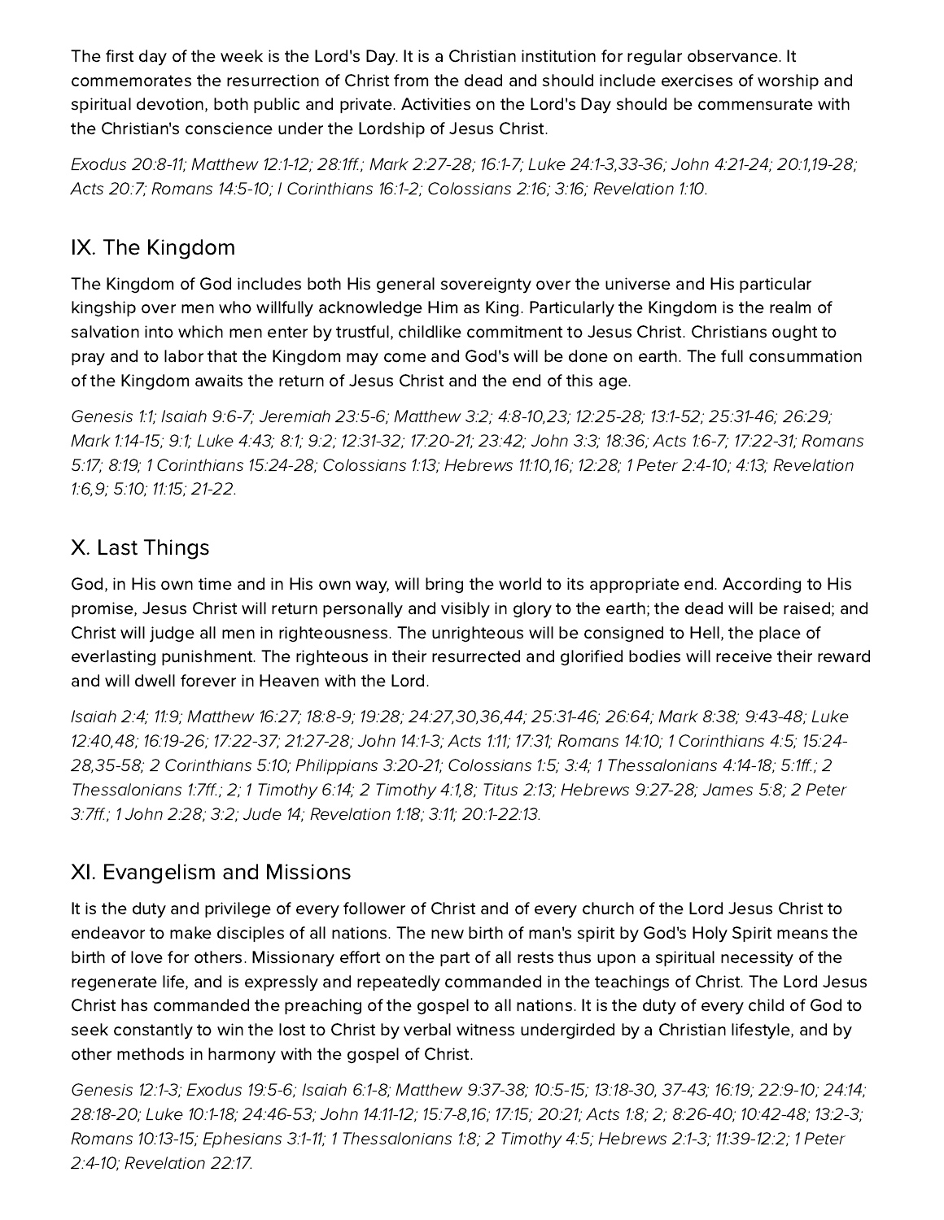The first day of the week is the Lord's Day. It is a Christian institution for regular observance. It commemorates the resurrection of Christ from the dead and should include exercises of worship and spiritual devotion, both public and private. Activities on the Lord's Day should be commensurate with the Christian's conscience under the Lordship of Jesus Christ.

*Exodus 20:8-11; Matthew 12:1-12; 28:1ff.; Mark 2:27-28; 16:1-7; Luke 24:1-3,33-36; John 4:21-24; 20:1,19-28; Acts 20:7; Romans 14:5-10; I Corinthians 16:1-2; Colossians 2:16; 3:16; Revelation 1:10.*

## IX. The Kingdom

The Kingdom of God includes both His general sovereignty over the universe and His particular kingship over men who willfully acknowledge Him as King. Particularly the Kingdom is the realm of salvation into which men enter by trustful, childlike commitment to Jesus Christ. Christians ought to pray and to labor that the Kingdom may come and God's will be done on earth. The full consummation of the Kingdom awaits the return of Jesus Christ and the end of this age.

*Genesis 1:1; Isaiah 9:6-7; Jeremiah 23:5-6; Matthew 3:2; 4:8-10,23; 12:25-28; 13:1-52; 25:31-46; 26:29; Mark 1:14-15; 9:1; Luke 4:43; 8:1; 9:2; 12:31-32; 17:20-21; 23:42; John 3:3; 18:36; Acts 1:6-7; 17:22-31; Romans 5:17; 8:19; 1 Corinthians 15:24-28; Colossians 1:13; Hebrews 11:10,16; 12:28; 1 Peter 2:4-10; 4:13; Revelation 1:6,9; 5:10; 11:15; 21-22.*

## X. Last Things

God, in His own time and in His own way, will bring the world to its appropriate end. According to His promise, Jesus Christ will return personally and visibly in glory to the earth; the dead will be raised; and Christ will judge all men in righteousness. The unrighteous will be consigned to Hell, the place of everlasting punishment. The righteous in their resurrected and glorified bodies will receive their reward and will dwell forever in Heaven with the Lord.

*Isaiah 2:4; 11:9; Matthew 16:27; 18:8-9; 19:28; 24:27,30,36,44; 25:31-46; 26:64; Mark 8:38; 9:43-48; Luke 12:40,48; 16:19-26; 17:22-37; 21:27-28; John 14:1-3; Acts 1:11; 17:31; Romans 14:10; 1 Corinthians 4:5; 15:24-28,35-58; 2 Corinthians 5:10; Philippians 3:20-21; Colossians 1:5; 3:4; 1 Thessalonians 4:14-18; 5:1ff.; 2 Thessalonians 1:7ff.; 2; 1 Timothy 6:14; 2 Timothy 4:1,8; Titus 2:13; Hebrews 9:27-28; James 5:8; 2 Peter 3:7ff.; 1 John 2:28; 3:2; Jude 14; Revelation 1:18; 3:11; 20:1-22:13.*

## XI. Evangelism and Missions

It is the duty and privilege of every follower of Christ and of every church of the Lord Jesus Christ to endeavor to make disciples of all nations. The new birth of man's spirit by God's Holy Spirit means the birth of love for others. Missionary effort on the part of all rests thus upon a spiritual necessity of the regenerate life, and is expressly and repeatedly commanded in the teachings of Christ. The Lord Jesus Christ has commanded the preaching of the gospel to all nations. It is the duty of every child of God to seek constantly to win the lost to Christ by verbal witness undergirded by a Christian lifestyle, and by other methods in harmony with the gospel of Christ.

*Genesis 12:1-3; Exodus 19:5-6; Isaiah 6:1-8; Matthew 9:37-38; 10:5-15; 13:18-30, 37-43; 16:19; 22:9-10; 24:14; 28:18-20; Luke 10:1-18; 24:46-53; John 14:11-12; 15:7-8,16; 17:15; 20:21; Acts 1:8; 2; 8:26-40; 10:42-48; 13:2-3; Romans 10:13-15; Ephesians 3:1-11; 1 Thessalonians 1:8; 2 Timothy 4:5; Hebrews 2:1-3; 11:39-12:2; 1 Peter 2:4-10; Revelation 22:17.*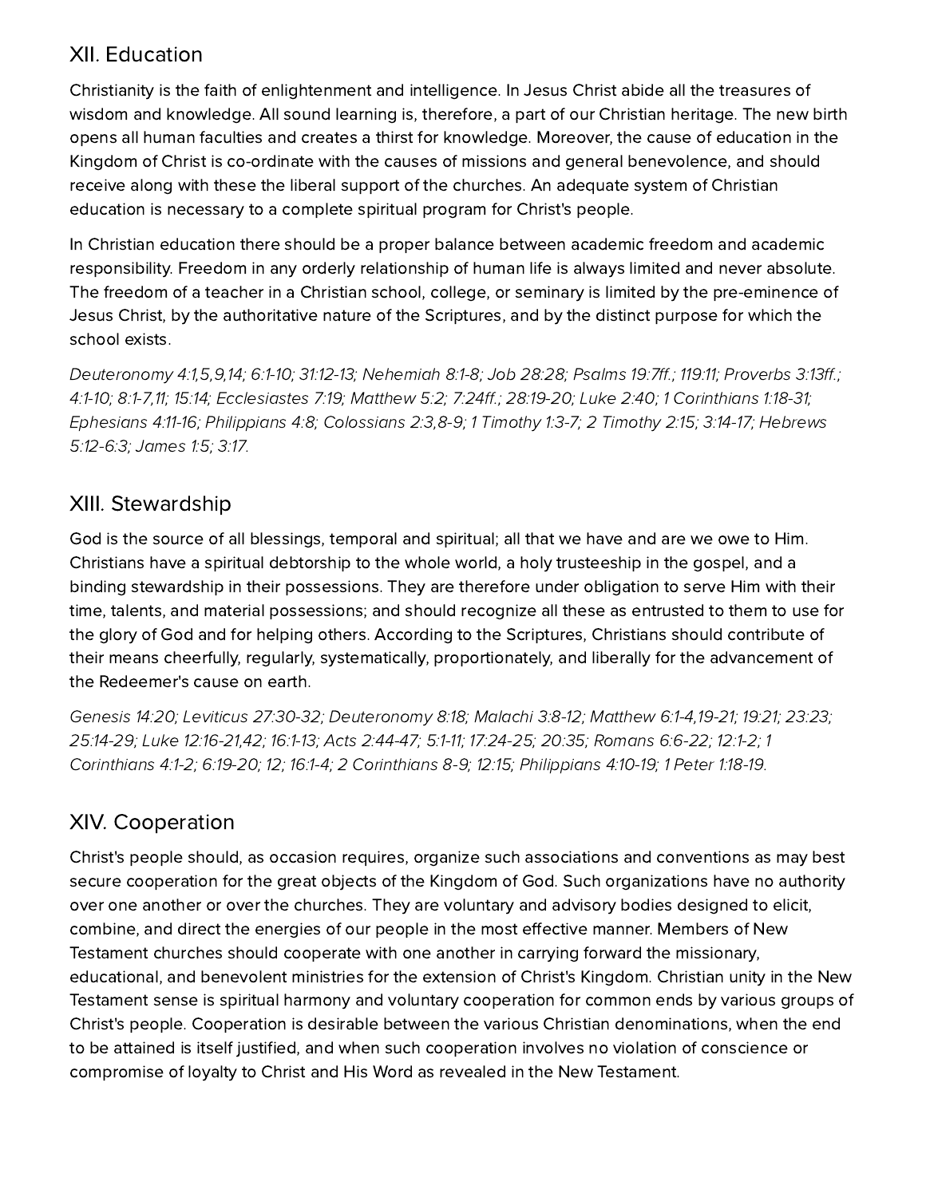## XII. Education

Christianity is the faith of enlightenment and intelligence. In Jesus Christ abide all the treasures of wisdom and knowledge. All sound learning is, therefore, a part of our Christian heritage. The new birth opens all human faculties and creates a thirst for knowledge. Moreover, the cause of education in the Kingdom of Christ is co-ordinate with the causes of missions and general benevolence, and should receive along with these the liberal support of the churches. An adequate system of Christian education is necessary to a complete spiritual program for Christ's people.

In Christian education there should be a proper balance between academic freedom and academic responsibility. Freedom in any orderly relationship of human life is always limited and never absolute. The freedom of a teacher in a Christian school, college, or seminary is limited by the pre-eminence of Jesus Christ, by the authoritative nature of the Scriptures, and by the distinct purpose for which the school exists.

*Deuteronomy 4:1,5,9,14; 6:1-10; 31:12-13; Nehemiah 8:1-8; Job 28:28; Psalms 19:7ff.; 119:11; Proverbs 3:13ff.; 4:1-10; 8:1-7,11; 15:14; Ecclesiastes 7:19; Matthew 5:2; 7:24ff.; 28:19-20; Luke 2:40; 1 Corinthians 1:18-31; Ephesians 4:11-16; Philippians 4:8; Colossians 2:3,8-9; 1 Timothy 1:3-7; 2 Timothy 2:15; 3:14-17; Hebrews 5:12-6:3; James 1:5; 3:17.*

## XIII. Stewardship

God is the source of all blessings, temporal and spiritual; all that we have and are we owe to Him. Christians have a spiritual debtorship to the whole world, a holy trusteeship in the gospel, and a binding stewardship in their possessions. They are therefore under obligation to serve Him with their time, talents, and material possessions; and should recognize all these as entrusted to them to use for the glory of God and for helping others. According to the Scriptures, Christians should contribute of their means cheerfully, regularly, systematically, proportionately, and liberally for the advancement of the Redeemer's cause on earth.

*Genesis 14:20; Leviticus 27:30-32; Deuteronomy 8:18; Malachi 3:8-12; Matthew 6:1-4,19-21; 19:21; 23:23; 25:14-29; Luke 12:16-21,42; 16:1-13; Acts 2:44-47; 5:1-11; 17:24-25; 20:35; Romans 6:6-22; 12:1-2; 1 Corinthians 4:1-2; 6:19-20; 12; 16:1-4; 2 Corinthians 8-9; 12:15; Philippians 4:10-19; 1 Peter 1:18-19.*

## XIV. Cooperation

Christ's people should, as occasion requires, organize such associations and conventions as may best secure cooperation for the great objects of the Kingdom of God. Such organizations have no authority over one another or over the churches. They are voluntary and advisory bodies designed to elicit, combine, and direct the energies of our people in the most effective manner. Members of New Testament churches should cooperate with one another in carrying forward the missionary, educational, and benevolent ministries for the extension of Christ's Kingdom. Christian unity in the New Testament sense is spiritual harmony and voluntary cooperation for common ends by various groups of Christ's people. Cooperation is desirable between the various Christian denominations, when the end to be attained is itself justified, and when such cooperation involves no violation of conscience or compromise of loyalty to Christ and His Word as revealed in the New Testament.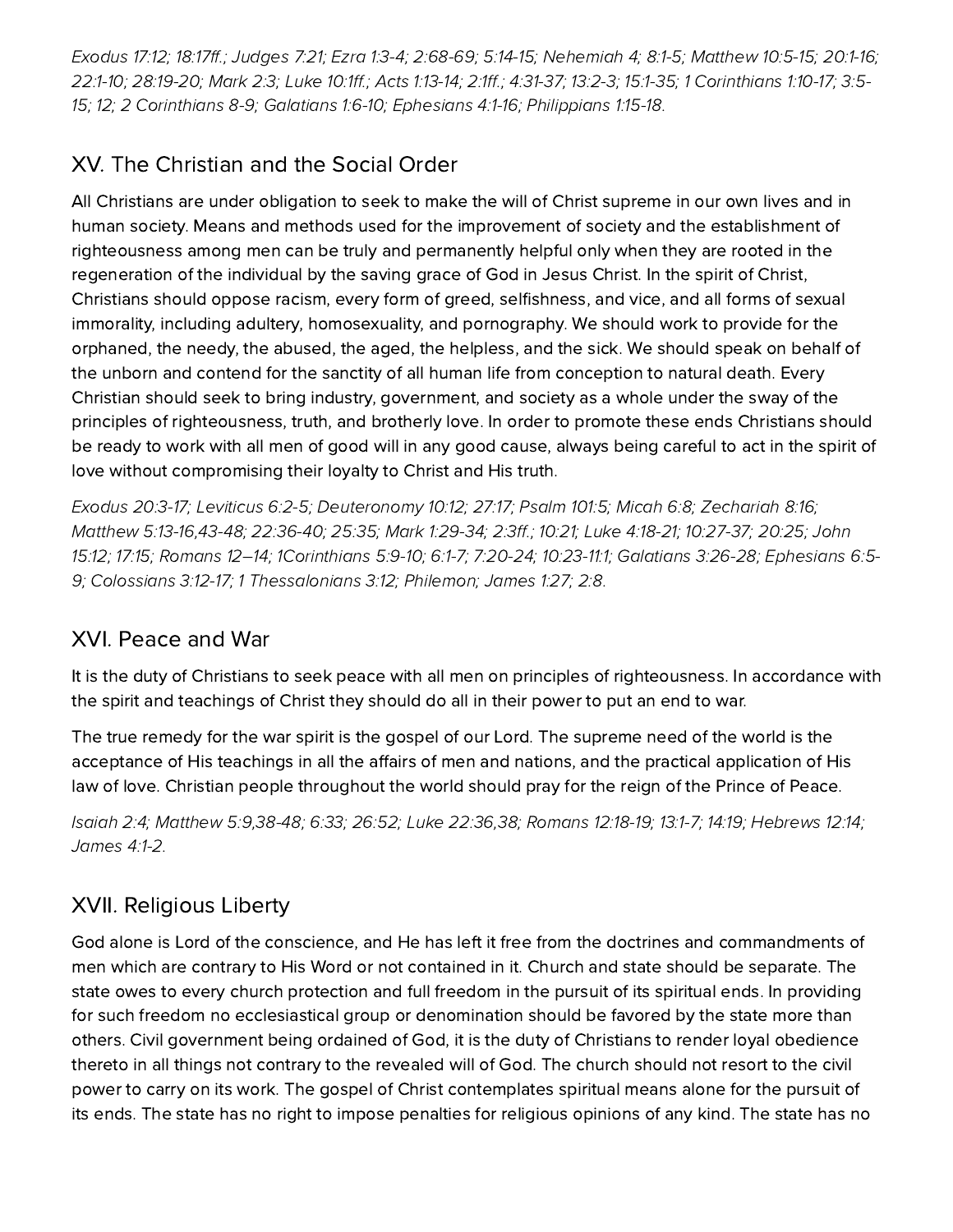*Exodus 17:12; 18:17ff.; Judges 7:21; Ezra 1:3-4; 2:68-69; 5:14-15; Nehemiah 4; 8:1-5; Matthew 10:5-15; 20:1-16; 22:1-10; 28:19-20; Mark 2:3; Luke 10:1ff.; Acts 1:13-14; 2:1ff.; 4:31-37; 13:2-3; 15:1-35; 1 Corinthians 1:10-17; 3:5-15; 12; 2 Corinthians 8-9; Galatians 1:6-10; Ephesians 4:1-16; Philippians 1:15-18.*

## XV. The Christian and the Social Order

All Christians are under obligation to seek to make the will of Christ supreme in our own lives and in human society. Means and methods used for the improvement of society and the establishment of righteousness among men can be truly and permanently helpful only when they are rooted in the regeneration of the individual by the saving grace of God in Jesus Christ. In the spirit of Christ, Christians should oppose racism, every form of greed, selfishness, and vice, and all forms of sexual immorality, including adultery, homosexuality, and pornography. We should work to provide for the orphaned, the needy, the abused, the aged, the helpless, and the sick. We should speak on behalf of the unborn and contend for the sanctity of all human life from conception to natural death. Every Christian should seek to bring industry, government, and society as a whole under the sway of the principles of righteousness, truth, and brotherly love. In order to promote these ends Christians should be ready to work with all men of good will in any good cause, always being careful to act in the spirit of love without compromising their loyalty to Christ and His truth.

*Exodus 20:3-17; Leviticus 6:2-5; Deuteronomy 10:12; 27:17; Psalm 101:5; Micah 6:8; Zechariah 8:16; Matthew 5:13-16,43-48; 22:36-40; 25:35; Mark 1:29-34; 2:3ff.; 10:21; Luke 4:18-21; 10:27-37; 20:25; John 15:12; 17:15; Romans 12–14; 1Corinthians 5:9-10; 6:1-7; 7:20-24; 10:23-11:1; Galatians 3:26-28; Ephesians 6:5-9; Colossians 3:12-17; 1 Thessalonians 3:12; Philemon; James 1:27; 2:8.*

## XVI. Peace and War

It is the duty of Christians to seek peace with all men on principles of righteousness. In accordance with the spirit and teachings of Christ they should do all in their power to put an end to war.

The true remedy for the war spirit is the gospel of our Lord. The supreme need of the world is the acceptance of His teachings in all the affairs of men and nations, and the practical application of His law of love. Christian people throughout the world should pray for the reign of the Prince of Peace.

*Isaiah 2:4; Matthew 5:9,38-48; 6:33; 26:52; Luke 22:36,38; Romans 12:18-19; 13:1-7; 14:19; Hebrews 12:14; James 4:1-2.*

## XVII. Religious Liberty

God alone is Lord of the conscience, and He has left it free from the doctrines and commandments of men which are contrary to His Word or not contained in it. Church and state should be separate. The state owes to every church protection and full freedom in the pursuit of its spiritual ends. In providing for such freedom no ecclesiastical group or denomination should be favored by the state more than others. Civil government being ordained of God, it is the duty of Christians to render loyal obedience thereto in all things not contrary to the revealed will of God. The church should not resort to the civil power to carry on its work. The gospel of Christ contemplates spiritual means alone for the pursuit of its ends. The state has no right to impose penalties for religious opinions of any kind. The state has no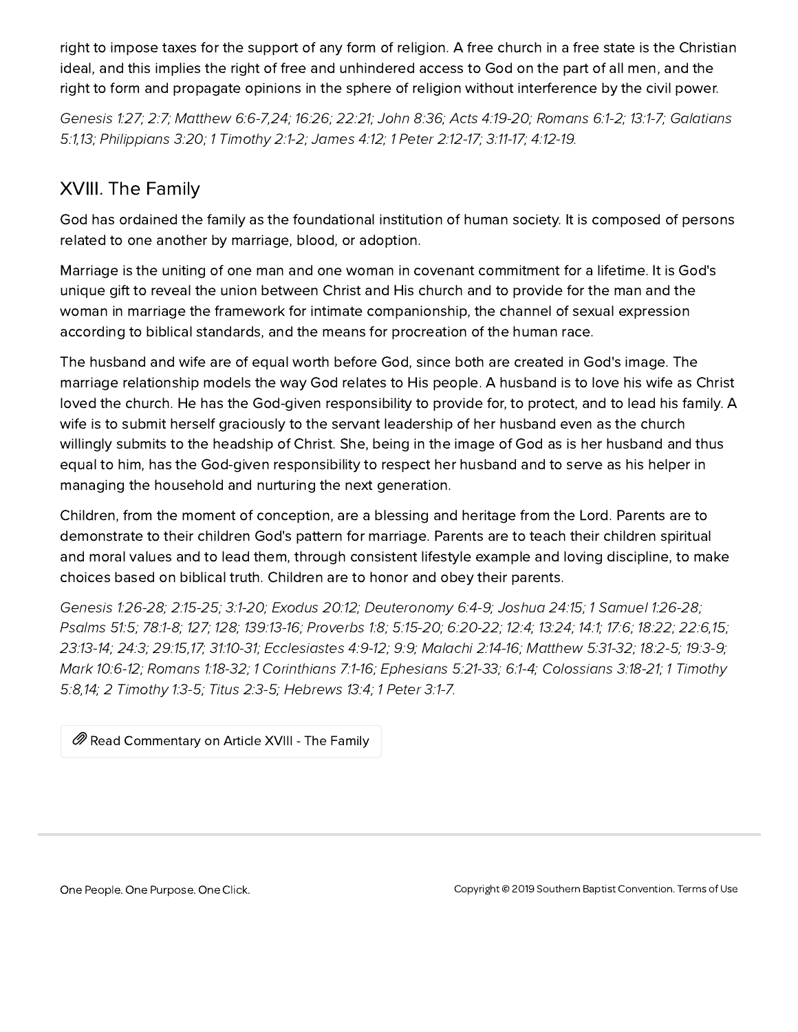right to impose taxes for the support of any form of religion. A free church in a free state is the Christian ideal, and this implies the right of free and unhindered access to God on the part of all men, and the right to form and propagate opinions in the sphere of religion without interference by the civil power.

*Genesis 1:27; 2:7; Matthew 6:6-7,24; 16:26; 22:21; John 8:36; Acts 4:19-20; Romans 6:1-2; 13:1-7; Galatians 5:1,13; Philippians 3:20; 1 Timothy 2:1-2; James 4:12; 1 Peter 2:12-17; 3:11-17; 4:12-19.*

## XVIII. The Family

God has ordained the family as the foundational institution of human society. It is composed of persons related to one another by marriage, blood, or adoption.

Marriage is the uniting of one man and one woman in covenant commitment for a lifetime. It is God's unique gift to reveal the union between Christ and His church and to provide for the man and the woman in marriage the framework for intimate companionship, the channel of sexual expression according to biblical standards, and the means for procreation of the human race.

The husband and wife are of equal worth before God, since both are created in God's image. The marriage relationship models the way God relates to His people. A husband is to love his wife as Christ loved the church. He has the God-given responsibility to provide for, to protect, and to lead his family. A wife is to submit herself graciously to the servant leadership of her husband even as the church willingly submits to the headship of Christ. She, being in the image of God as is her husband and thus equal to him, has the God-given responsibility to respect her husband and to serve as his helper in managing the household and nurturing the next generation.

Children, from the moment of conception, are a blessing and heritage from the Lord. Parents are to demonstrate to their children God's pattern for marriage. Parents are to teach their children spiritual and moral values and to lead them, through consistent lifestyle example and loving discipline, to make choices based on biblical truth. Children are to honor and obey their parents.

*Genesis 1:26-28; 2:15-25; 3:1-20; Exodus 20:12; Deuteronomy 6:4-9; Joshua 24:15; 1 Samuel 1:26-28; Psalms 51:5; 78:1-8; 127; 128; 139:13-16; Proverbs 1:8; 5:15-20; 6:20-22; 12:4; 13:24; 14:1; 17:6; 18:22; 22:6,15; 23:13-14; 24:3; 29:15,17; 31:10-31; Ecclesiastes 4:9-12; 9:9; Malachi 2:14-16; Matthew 5:31-32; 18:2-5; 19:3-9; Mark 10:6-12; Romans 1:18-32; 1 Corinthians 7:1-16; Ephesians 5:21-33; 6:1-4; Colossians 3:18-21; 1 Timothy 5:8,14; 2 Timothy 1:3-5; Titus 2:3-5; Hebrews 13:4; 1 Peter 3:1-7.*

Read Commentary on Article XVIII - The Family

One People. One Purpose. One Click.

Copyright © 2019 Southern Baptist Convention. Terms of Use